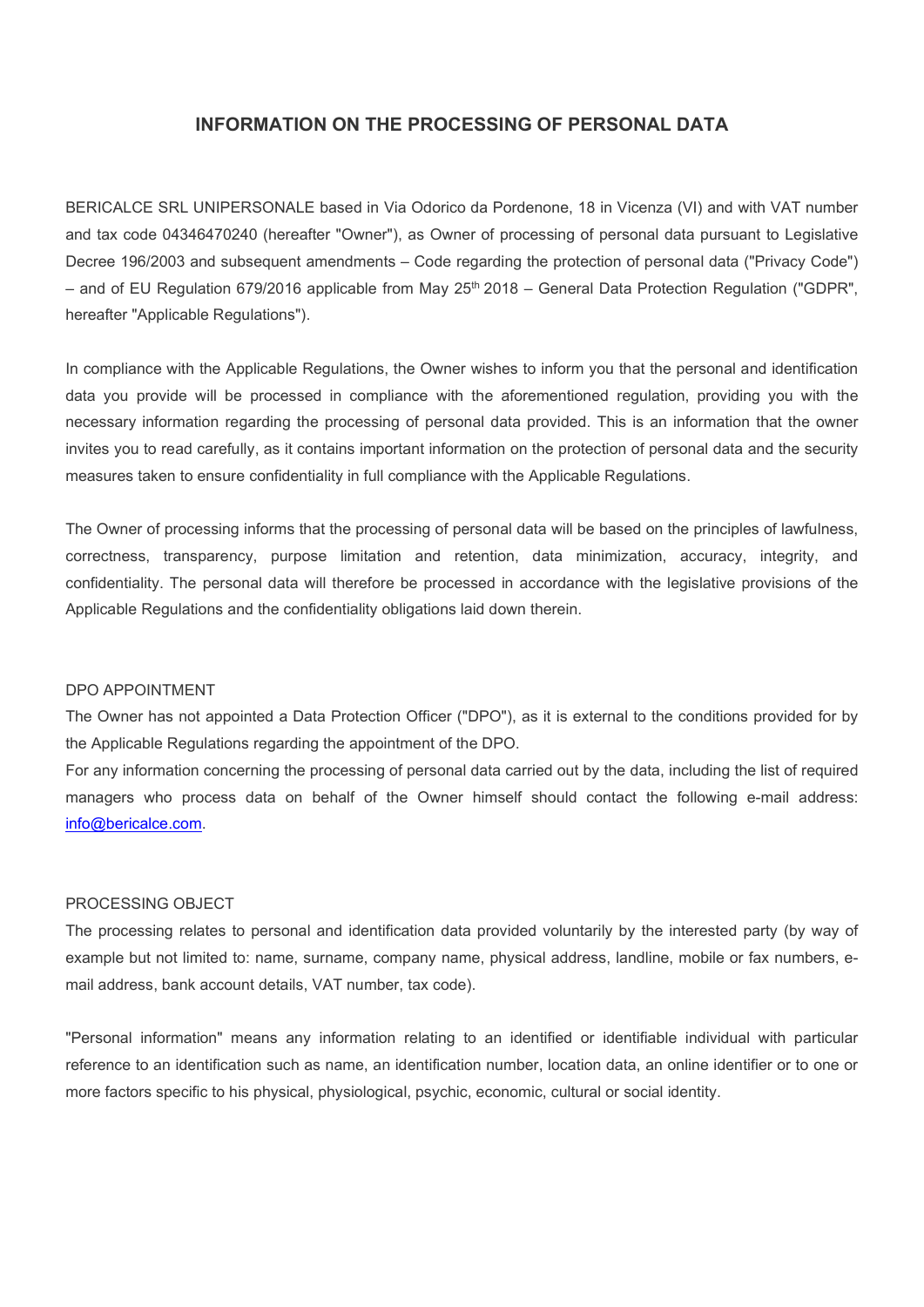# INFORMATION ON THE PROCESSING OF PERSONAL DATA

BERICALCE SRL UNIPERSONALE based in Via Odorico da Pordenone, 18 in Vicenza (VI) and with VAT number and tax code 04346470240 (hereafter "Owner"), as Owner of processing of personal data pursuant to Legislative Decree 196/2003 and subsequent amendments – Code regarding the protection of personal data ("Privacy Code") – and of EU Regulation 679/2016 applicable from May 25th 2018 – General Data Protection Regulation ("GDPR", hereafter "Applicable Regulations").

In compliance with the Applicable Regulations, the Owner wishes to inform you that the personal and identification data you provide will be processed in compliance with the aforementioned regulation, providing you with the necessary information regarding the processing of personal data provided. This is an information that the owner invites you to read carefully, as it contains important information on the protection of personal data and the security measures taken to ensure confidentiality in full compliance with the Applicable Regulations.

The Owner of processing informs that the processing of personal data will be based on the principles of lawfulness, correctness, transparency, purpose limitation and retention, data minimization, accuracy, integrity, and confidentiality. The personal data will therefore be processed in accordance with the legislative provisions of the Applicable Regulations and the confidentiality obligations laid down therein.

## DPO APPOINTMENT

The Owner has not appointed a Data Protection Officer ("DPO"), as it is external to the conditions provided for by the Applicable Regulations regarding the appointment of the DPO.

For any information concerning the processing of personal data carried out by the data, including the list of required managers who process data on behalf of the Owner himself should contact the following e-mail address: info@bericalce.com.

## PROCESSING OBJECT

The processing relates to personal and identification data provided voluntarily by the interested party (by way of example but not limited to: name, surname, company name, physical address, landline, mobile or fax numbers, e-mail address, bank account details, VAT number, tax code).

"Personal information" means any information relating to an identified or identifiable individual with particular reference to an identification such as name, an identification number, location data, an online identifier or to one or more factors specific to his physical, physiological, psychic, economic, cultural or social identity.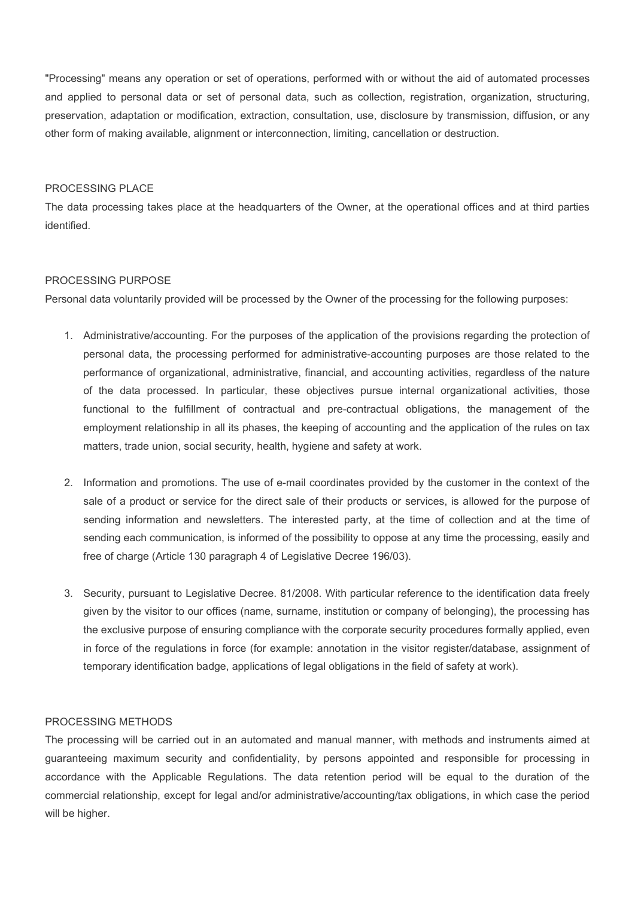"Processing" means any operation or set of operations, performed with or without the aid of automated processes and applied to personal data or set of personal data, such as collection, registration, organization, structuring, preservation, adaptation or modification, extraction, consultation, use, disclosure by transmission, diffusion, or any other form of making available, alignment or interconnection, limiting, cancellation or destruction.

## PROCESSING PLACE

The data processing takes place at the headquarters of the Owner, at the operational offices and at third parties identified.

## PROCESSING PURPOSE

Personal data voluntarily provided will be processed by the Owner of the processing for the following purposes:

1. Administrative/accounting. For the purposes of the application of the provisions regarding the protection of personal data, the processing performed for administrative-accounting purposes are those related to the performance of organizational, administrative, financial, and accounting activities, regardless of the nature of the data processed. In particular, these objectives pursue internal organizational activities, those functional to the fulfillment of contractual and pre-contractual obligations, the management of the employment relationship in all its phases, the keeping of accounting and the application of the rules on tax matters, trade union, social security, health, hygiene and safety at work.

2. Information and promotions. The use of e-mail coordinates provided by the customer in the context of the sale of a product or service for the direct sale of their products or services, is allowed for the purpose of sending information and newsletters. The interested party, at the time of collection and at the time of sending each communication, is informed of the possibility to oppose at any time the processing, easily and free of charge (Article 130 paragraph 4 of Legislative Decree 196/03).

3. Security, pursuant to Legislative Decree. 81/2008. With particular reference to the identification data freely given by the visitor to our offices (name, surname, institution or company of belonging), the processing has the exclusive purpose of ensuring compliance with the corporate security procedures formally applied, even in force of the regulations in force (for example: annotation in the visitor register/database, assignment of temporary identification badge, applications of legal obligations in the field of safety at work).

## PROCESSING METHODS

The processing will be carried out in an automated and manual manner, with methods and instruments aimed at guaranteeing maximum security and confidentiality, by persons appointed and responsible for processing in accordance with the Applicable Regulations. The data retention period will be equal to the duration of the commercial relationship, except for legal and/or administrative/accounting/tax obligations, in which case the period will be higher.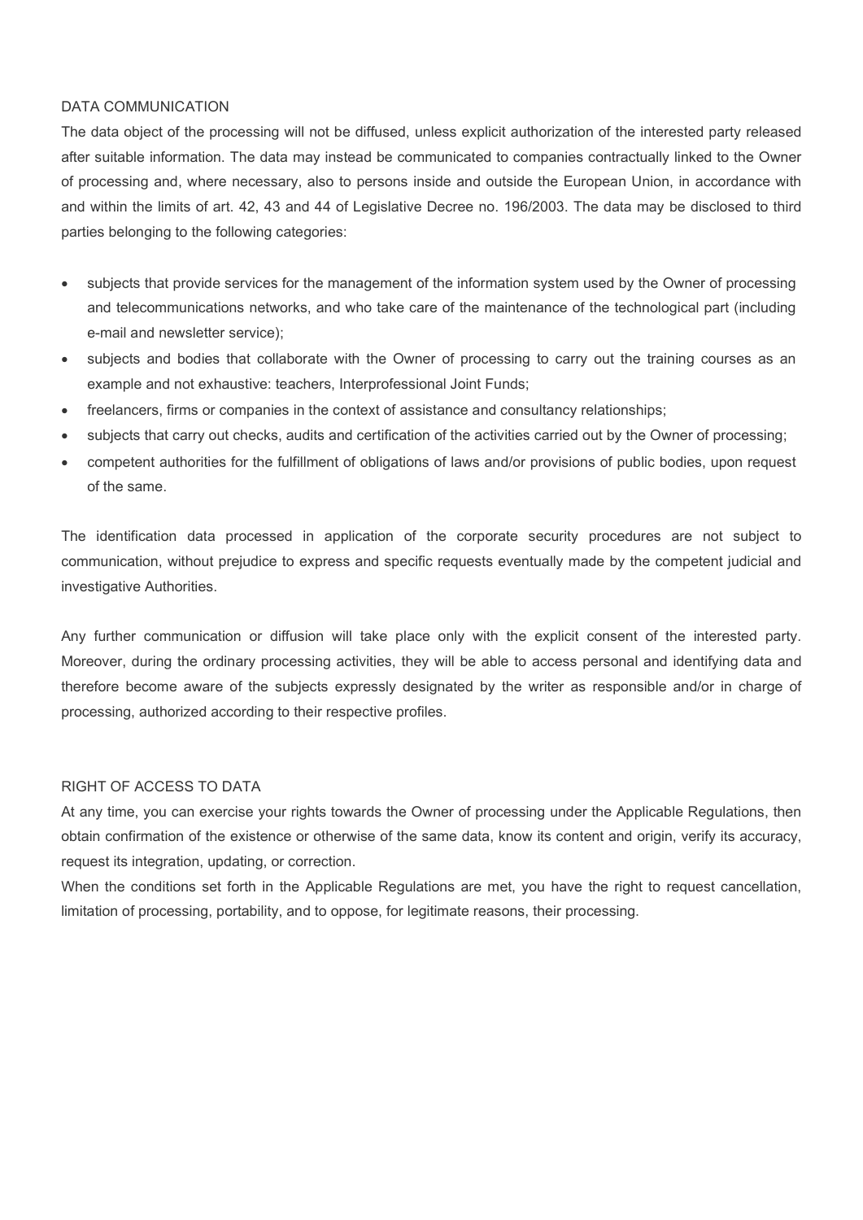## DATA COMMUNICATION

The data object of the processing will not be diffused, unless explicit authorization of the interested party released after suitable information. The data may instead be communicated to companies contractually linked to the Owner of processing and, where necessary, also to persons inside and outside the European Union, in accordance with and within the limits of art. 42, 43 and 44 of Legislative Decree no. 196/2003. The data may be disclosed to third parties belonging to the following categories:

- subjects that provide services for the management of the information system used by the Owner of processing and telecommunications networks, and who take care of the maintenance of the technological part (including e-mail and newsletter service);
- subjects and bodies that collaborate with the Owner of processing to carry out the training courses as an example and not exhaustive: teachers, Interprofessional Joint Funds;
- freelancers, firms or companies in the context of assistance and consultancy relationships;
- subjects that carry out checks, audits and certification of the activities carried out by the Owner of processing;
- competent authorities for the fulfillment of obligations of laws and/or provisions of public bodies, upon request of the same.

The identification data processed in application of the corporate security procedures are not subject to communication, without prejudice to express and specific requests eventually made by the competent judicial and investigative Authorities.

Any further communication or diffusion will take place only with the explicit consent of the interested party. Moreover, during the ordinary processing activities, they will be able to access personal and identifying data and therefore become aware of the subjects expressly designated by the writer as responsible and/or in charge of processing, authorized according to their respective profiles.

## RIGHT OF ACCESS TO DATA

At any time, you can exercise your rights towards the Owner of processing under the Applicable Regulations, then obtain confirmation of the existence or otherwise of the same data, know its content and origin, verify its accuracy, request its integration, updating, or correction.

When the conditions set forth in the Applicable Regulations are met, you have the right to request cancellation, limitation of processing, portability, and to oppose, for legitimate reasons, their processing.